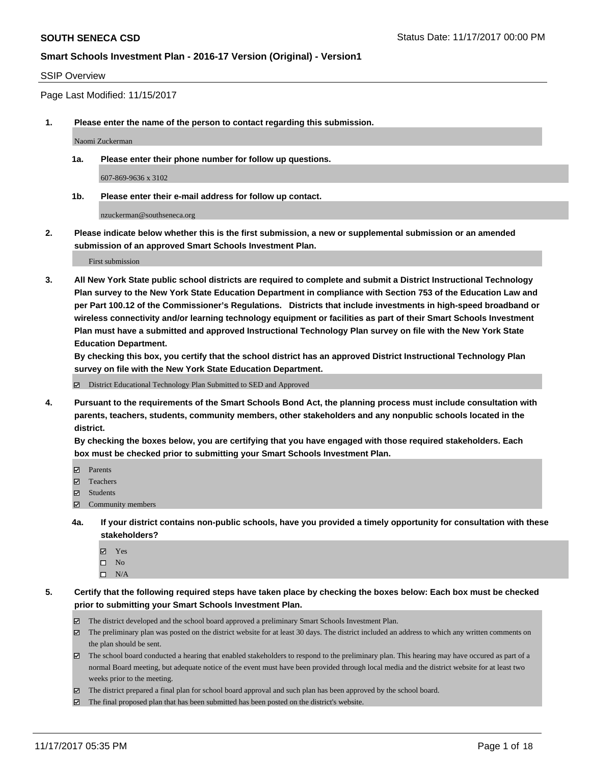**SOUTH SENECA CSD**

Status Date: 11/17/2017 00:00 PM

**Smart Schools Investment Plan - 2016-17 Version (Original) - Version1**

SSIP Overview

Page Last Modified: 11/15/2017

**1. Please enter the name of the person to contact regarding this submission.**

Naomi Zuckerman

**1a. Please enter their phone number for follow up questions.**

607-869-9636 x 3102

**1b. Please enter their e-mail address for follow up contact.**

nzuckerman@southseneca.org

**2. Please indicate below whether this is the first submission, a new or supplemental submission or an amended submission of an approved Smart Schools Investment Plan.**

First submission

**3. All New York State public school districts are required to complete and submit a District Instructional Technology Plan survey to the New York State Education Department in compliance with Section 753 of the Education Law and per Part 100.12 of the Commissioner's Regulations. Districts that include investments in high-speed broadband or wireless connectivity and/or learning technology equipment or facilities as part of their Smart Schools Investment Plan must have a submitted and approved Instructional Technology Plan survey on file with the New York State Education Department.**
**By checking this box, you certify that the school district has an approved District Instructional Technology Plan survey on file with the New York State Education Department.**

☑ District Educational Technology Plan Submitted to SED and Approved

**4. Pursuant to the requirements of the Smart Schools Bond Act, the planning process must include consultation with parents, teachers, students, community members, other stakeholders and any nonpublic schools located in the district.**
**By checking the boxes below, you are certifying that you have engaged with those required stakeholders. Each box must be checked prior to submitting your Smart Schools Investment Plan.**

☑ Parents
☑ Teachers
☑ Students
☑ Community members

**4a. If your district contains non-public schools, have you provided a timely opportunity for consultation with these stakeholders?**

☑ Yes
☐ No
☐ N/A

**5. Certify that the following required steps have taken place by checking the boxes below: Each box must be checked prior to submitting your Smart Schools Investment Plan.**

☑ The district developed and the school board approved a preliminary Smart Schools Investment Plan.
☑ The preliminary plan was posted on the district website for at least 30 days. The district included an address to which any written comments on the plan should be sent.
☑ The school board conducted a hearing that enabled stakeholders to respond to the preliminary plan. This hearing may have occured as part of a normal Board meeting, but adequate notice of the event must have been provided through local media and the district website for at least two weeks prior to the meeting.
☑ The district prepared a final plan for school board approval and such plan has been approved by the school board.
☑ The final proposed plan that has been submitted has been posted on the district's website.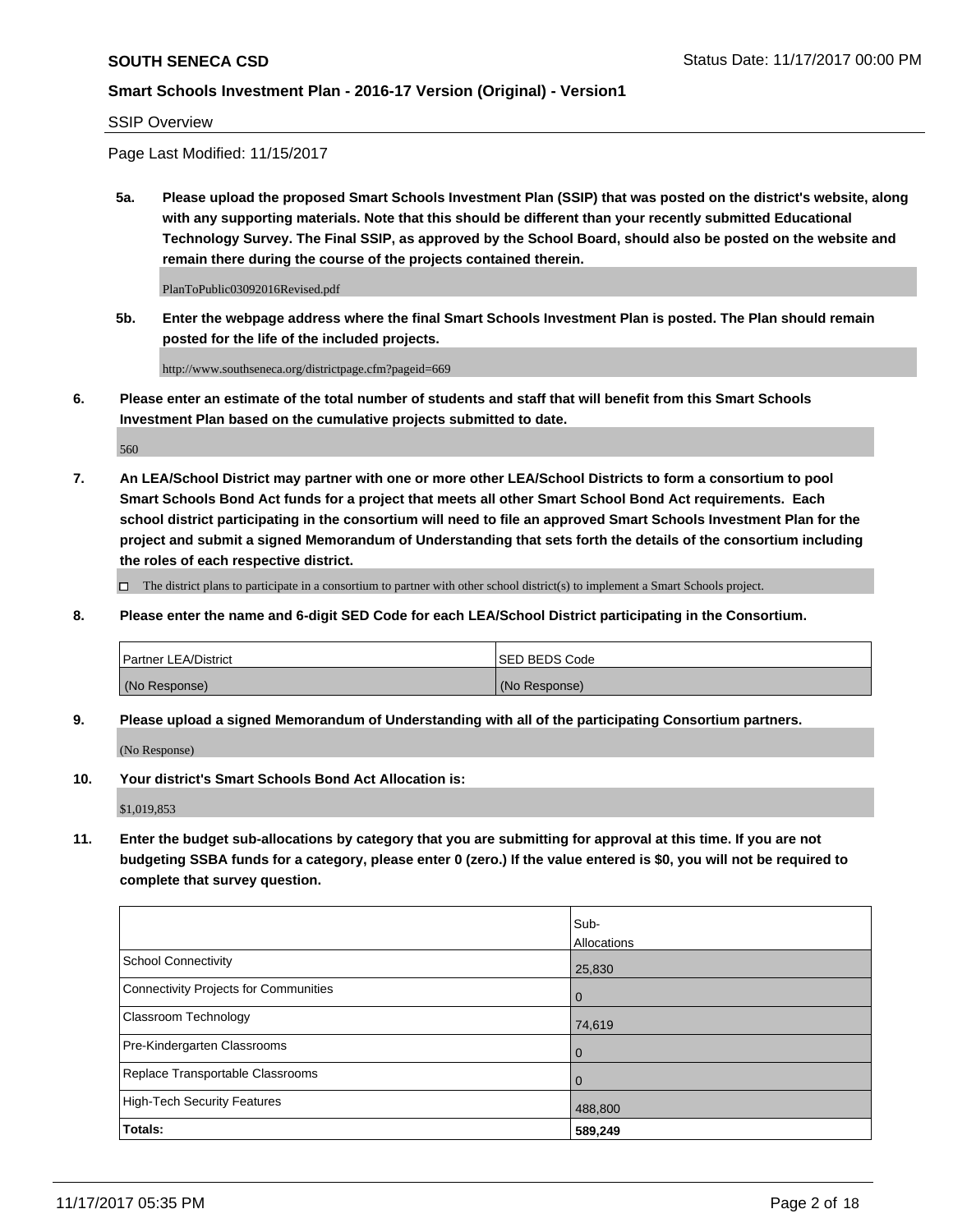SSIP Overview

Page Last Modified: 11/15/2017

**5a. Please upload the proposed Smart Schools Investment Plan (SSIP) that was posted on the district's website, along with any supporting materials. Note that this should be different than your recently submitted Educational Technology Survey. The Final SSIP, as approved by the School Board, should also be posted on the website and remain there during the course of the projects contained therein.**

PlanToPublic03092016Revised.pdf

**5b. Enter the webpage address where the final Smart Schools Investment Plan is posted. The Plan should remain posted for the life of the included projects.**

http://www.southseneca.org/districtpage.cfm?pageid=669

**6. Please enter an estimate of the total number of students and staff that will benefit from this Smart Schools Investment Plan based on the cumulative projects submitted to date.**

560

**7. An LEA/School District may partner with one or more other LEA/School Districts to form a consortium to pool Smart Schools Bond Act funds for a project that meets all other Smart School Bond Act requirements. Each school district participating in the consortium will need to file an approved Smart Schools Investment Plan for the project and submit a signed Memorandum of Understanding that sets forth the details of the consortium including the roles of each respective district.**

☐ The district plans to participate in a consortium to partner with other school district(s) to implement a Smart Schools project.

**8. Please enter the name and 6-digit SED Code for each LEA/School District participating in the Consortium.**

| Partner LEA/District | SED BEDS Code |
|---|---|
| (No Response) | (No Response) |

**9. Please upload a signed Memorandum of Understanding with all of the participating Consortium partners.**

(No Response)

**10. Your district's Smart Schools Bond Act Allocation is:**

$1,019,853

**11. Enter the budget sub-allocations by category that you are submitting for approval at this time. If you are not budgeting SSBA funds for a category, please enter 0 (zero.) If the value entered is $0, you will not be required to complete that survey question.**

| | Sub-Allocations |
|---|---|
| School Connectivity | 25,830 |
| Connectivity Projects for Communities | 0 |
| Classroom Technology | 74,619 |
| Pre-Kindergarten Classrooms | 0 |
| Replace Transportable Classrooms | 0 |
| High-Tech Security Features | 488,800 |
| **Totals:** | **589,249** |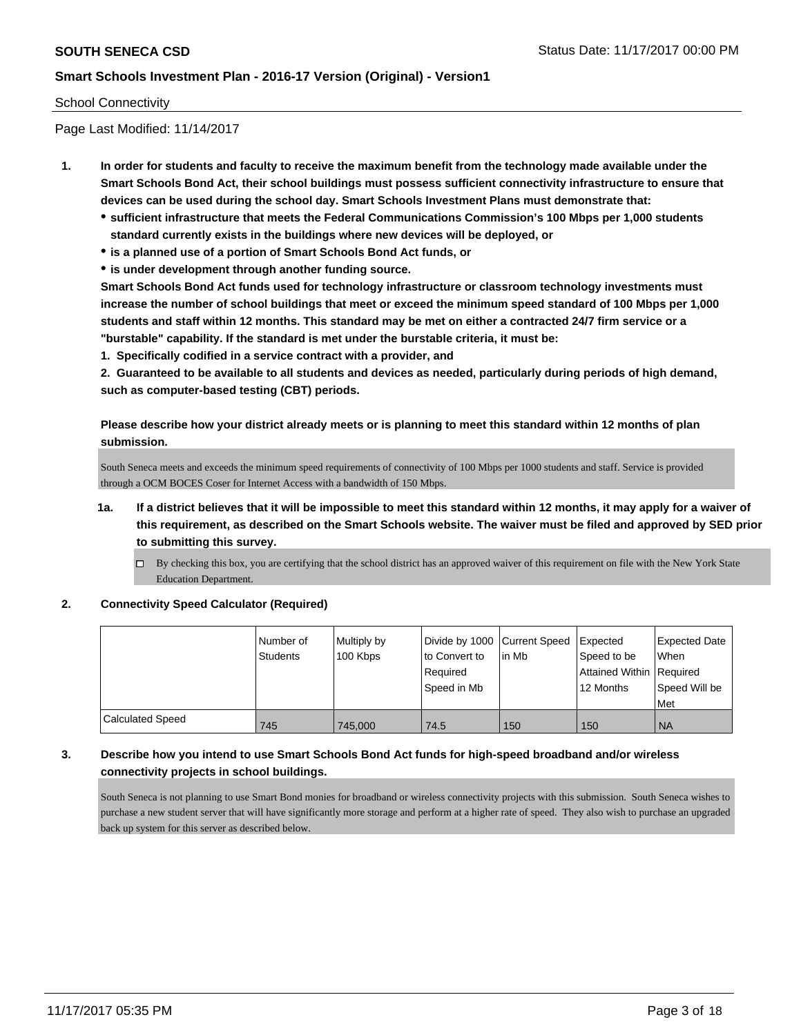School Connectivity

Page Last Modified: 11/14/2017

1. **In order for students and faculty to receive the maximum benefit from the technology made available under the Smart Schools Bond Act, their school buildings must possess sufficient connectivity infrastructure to ensure that devices can be used during the school day. Smart Schools Investment Plans must demonstrate that:**
   - **sufficient infrastructure that meets the Federal Communications Commission's 100 Mbps per 1,000 students standard currently exists in the buildings where new devices will be deployed, or**
   - **is a planned use of a portion of Smart Schools Bond Act funds, or**
   - **is under development through another funding source.**

   **Smart Schools Bond Act funds used for technology infrastructure or classroom technology investments must increase the number of school buildings that meet or exceed the minimum speed standard of 100 Mbps per 1,000 students and staff within 12 months. This standard may be met on either a contracted 24/7 firm service or a "burstable" capability. If the standard is met under the burstable criteria, it must be:**

   **1. Specifically codified in a service contract with a provider, and**

   **2. Guaranteed to be available to all students and devices as needed, particularly during periods of high demand, such as computer-based testing (CBT) periods.**

   **Please describe how your district already meets or is planning to meet this standard within 12 months of plan submission.**

   South Seneca meets and exceeds the minimum speed requirements of connectivity of 100 Mbps per 1000 students and staff. Service is provided through a OCM BOCES Coser for Internet Access with a bandwidth of 150 Mbps.

   1a. **If a district believes that it will be impossible to meet this standard within 12 months, it may apply for a waiver of this requirement, as described on the Smart Schools website. The waiver must be filed and approved by SED prior to submitting this survey.**

   ☐ By checking this box, you are certifying that the school district has an approved waiver of this requirement on file with the New York State Education Department.

2. **Connectivity Speed Calculator (Required)**

| | Number of Students | Multiply by 100 Kbps | Divide by 1000 to Convert to Required Speed in Mb | Current Speed in Mb | Expected Speed to be Attained Within 12 Months | Expected Date When Required Speed Will be Met |
|---|---|---|---|---|---|---|
| Calculated Speed | 745 | 745,000 | 74.5 | 150 | 150 | NA |

3. **Describe how you intend to use Smart Schools Bond Act funds for high-speed broadband and/or wireless connectivity projects in school buildings.**

   South Seneca is not planning to use Smart Bond monies for broadband or wireless connectivity projects with this submission. South Seneca wishes to purchase a new student server that will have significantly more storage and perform at a higher rate of speed. They also wish to purchase an upgraded back up system for this server as described below.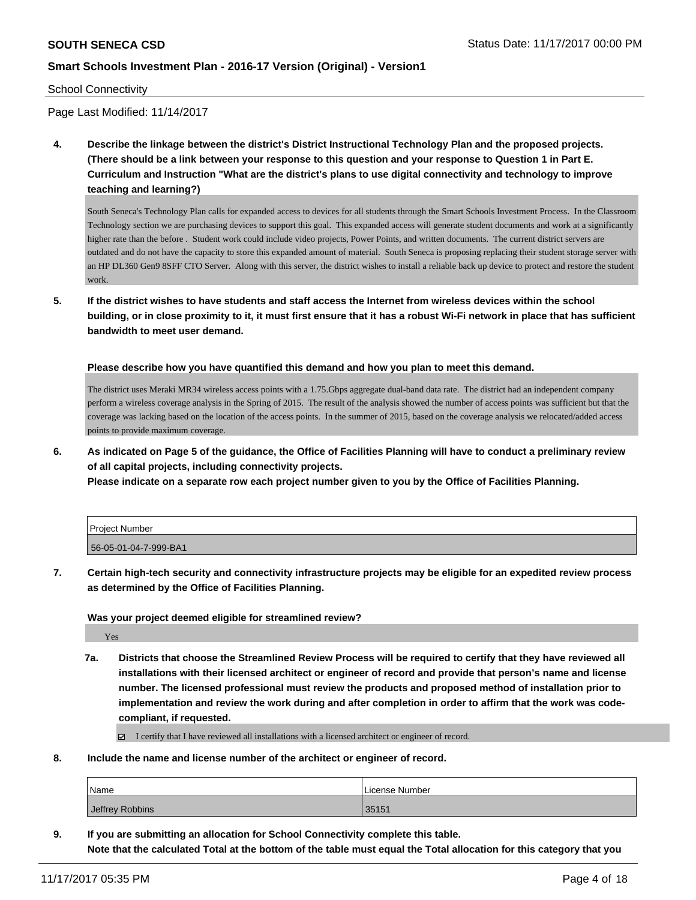School Connectivity

Page Last Modified: 11/14/2017

**4. Describe the linkage between the district's District Instructional Technology Plan and the proposed projects. (There should be a link between your response to this question and your response to Question 1 in Part E. Curriculum and Instruction "What are the district's plans to use digital connectivity and technology to improve teaching and learning?)**

South Seneca's Technology Plan calls for expanded access to devices for all students through the Smart Schools Investment Process. In the Classroom Technology section we are purchasing devices to support this goal. This expanded access will generate student documents and work at a significantly higher rate than the before . Student work could include video projects, Power Points, and written documents. The current district servers are outdated and do not have the capacity to store this expanded amount of material. South Seneca is proposing replacing their student storage server with an HP DL360 Gen9 8SFF CTO Server. Along with this server, the district wishes to install a reliable back up device to protect and restore the student work.

**5. If the district wishes to have students and staff access the Internet from wireless devices within the school building, or in close proximity to it, it must first ensure that it has a robust Wi-Fi network in place that has sufficient bandwidth to meet user demand.**

**Please describe how you have quantified this demand and how you plan to meet this demand.**

The district uses Meraki MR34 wireless access points with a 1.75.Gbps aggregate dual-band data rate. The district had an independent company perform a wireless coverage analysis in the Spring of 2015. The result of the analysis showed the number of access points was sufficient but that the coverage was lacking based on the location of the access points. In the summer of 2015, based on the coverage analysis we relocated/added access points to provide maximum coverage.

**6. As indicated on Page 5 of the guidance, the Office of Facilities Planning will have to conduct a preliminary review of all capital projects, including connectivity projects.**
**Please indicate on a separate row each project number given to you by the Office of Facilities Planning.**

| Project Number |
|---|
| 56-05-01-04-7-999-BA1 |

**7. Certain high-tech security and connectivity infrastructure projects may be eligible for an expedited review process as determined by the Office of Facilities Planning.**

**Was your project deemed eligible for streamlined review?**

Yes

**7a. Districts that choose the Streamlined Review Process will be required to certify that they have reviewed all installations with their licensed architect or engineer of record and provide that person's name and license number. The licensed professional must review the products and proposed method of installation prior to implementation and review the work during and after completion in order to affirm that the work was code-compliant, if requested.**

☑ I certify that I have reviewed all installations with a licensed architect or engineer of record.

**8. Include the name and license number of the architect or engineer of record.**

| Name | License Number |
|---|---|
| Jeffrey Robbins | 35151 |

**9. If you are submitting an allocation for School Connectivity complete this table.**
**Note that the calculated Total at the bottom of the table must equal the Total allocation for this category that you**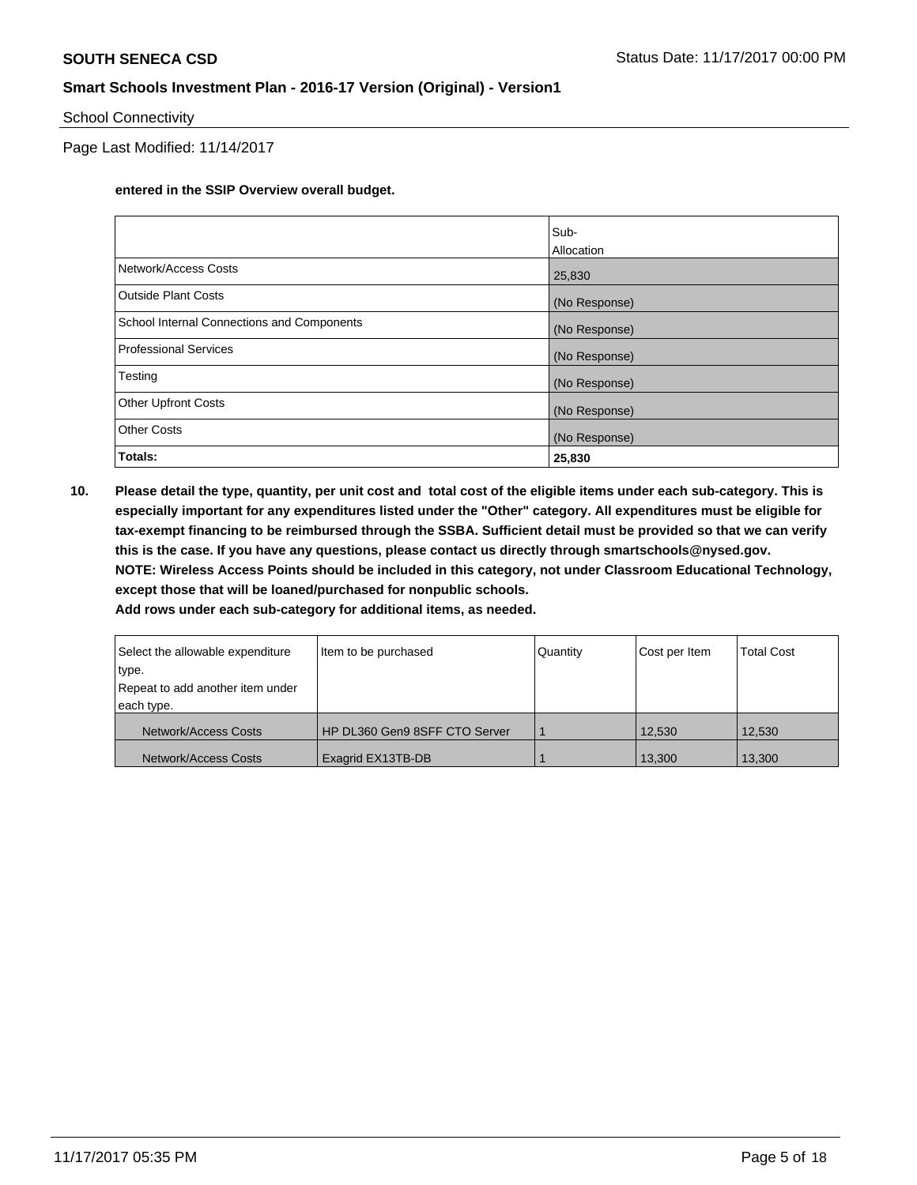**entered in the SSIP Overview overall budget.**

| | Sub-Allocation |
|---|---|
| Network/Access Costs | 25,830 |
| Outside Plant Costs | (No Response) |
| School Internal Connections and Components | (No Response) |
| Professional Services | (No Response) |
| Testing | (No Response) |
| Other Upfront Costs | (No Response) |
| Other Costs | (No Response) |
| **Totals:** | **25,830** |

**10. Please detail the type, quantity, per unit cost and total cost of the eligible items under each sub-category. This is especially important for any expenditures listed under the "Other" category. All expenditures must be eligible for tax-exempt financing to be reimbursed through the SSBA. Sufficient detail must be provided so that we can verify this is the case. If you have any questions, please contact us directly through smartschools@nysed.gov.**
**NOTE: Wireless Access Points should be included in this category, not under Classroom Educational Technology, except those that will be loaned/purchased for nonpublic schools.**
**Add rows under each sub-category for additional items, as needed.**

| Select the allowable expenditure type. Repeat to add another item under each type. | Item to be purchased | Quantity | Cost per Item | Total Cost |
|---|---|---|---|---|
| Network/Access Costs | HP DL360 Gen9 8SFF CTO Server | 1 | 12,530 | 12,530 |
| Network/Access Costs | Exagrid EX13TB-DB | 1 | 13,300 | 13,300 |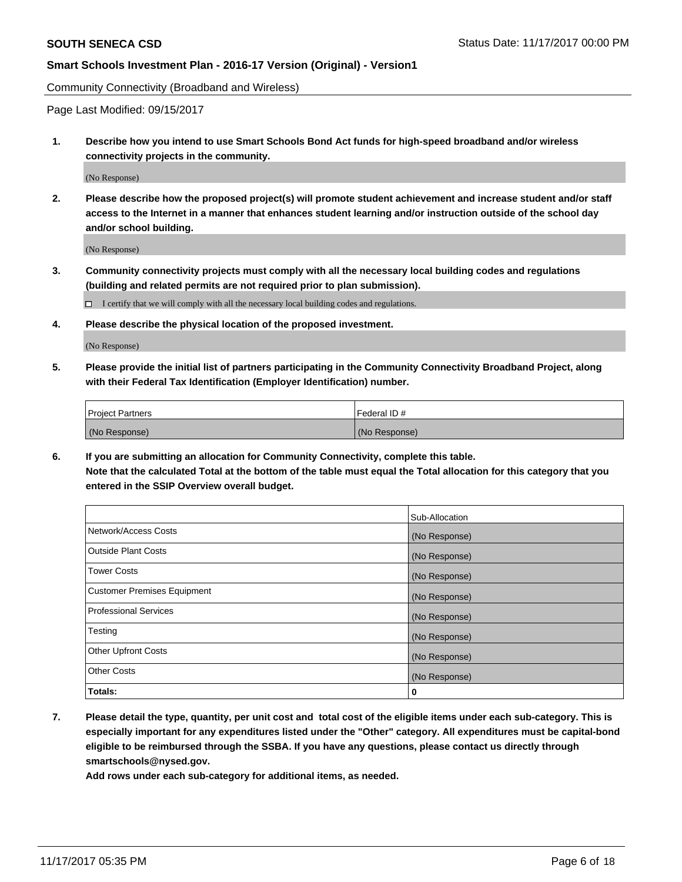Community Connectivity (Broadband and Wireless)

Page Last Modified: 09/15/2017

**1. Describe how you intend to use Smart Schools Bond Act funds for high-speed broadband and/or wireless connectivity projects in the community.**

(No Response)

**2. Please describe how the proposed project(s) will promote student achievement and increase student and/or staff access to the Internet in a manner that enhances student learning and/or instruction outside of the school day and/or school building.**

(No Response)

**3. Community connectivity projects must comply with all the necessary local building codes and regulations (building and related permits are not required prior to plan submission).**

☐ I certify that we will comply with all the necessary local building codes and regulations.

**4. Please describe the physical location of the proposed investment.**

(No Response)

**5. Please provide the initial list of partners participating in the Community Connectivity Broadband Project, along with their Federal Tax Identification (Employer Identification) number.**

| Project Partners | Federal ID # |
|---|---|
| (No Response) | (No Response) |

**6. If you are submitting an allocation for Community Connectivity, complete this table. Note that the calculated Total at the bottom of the table must equal the Total allocation for this category that you entered in the SSIP Overview overall budget.**

| | Sub-Allocation |
|---|---|
| Network/Access Costs | (No Response) |
| Outside Plant Costs | (No Response) |
| Tower Costs | (No Response) |
| Customer Premises Equipment | (No Response) |
| Professional Services | (No Response) |
| Testing | (No Response) |
| Other Upfront Costs | (No Response) |
| Other Costs | (No Response) |
| **Totals:** | **0** |

**7. Please detail the type, quantity, per unit cost and total cost of the eligible items under each sub-category. This is especially important for any expenditures listed under the "Other" category. All expenditures must be capital-bond eligible to be reimbursed through the SSBA. If you have any questions, please contact us directly through smartschools@nysed.gov.**

**Add rows under each sub-category for additional items, as needed.**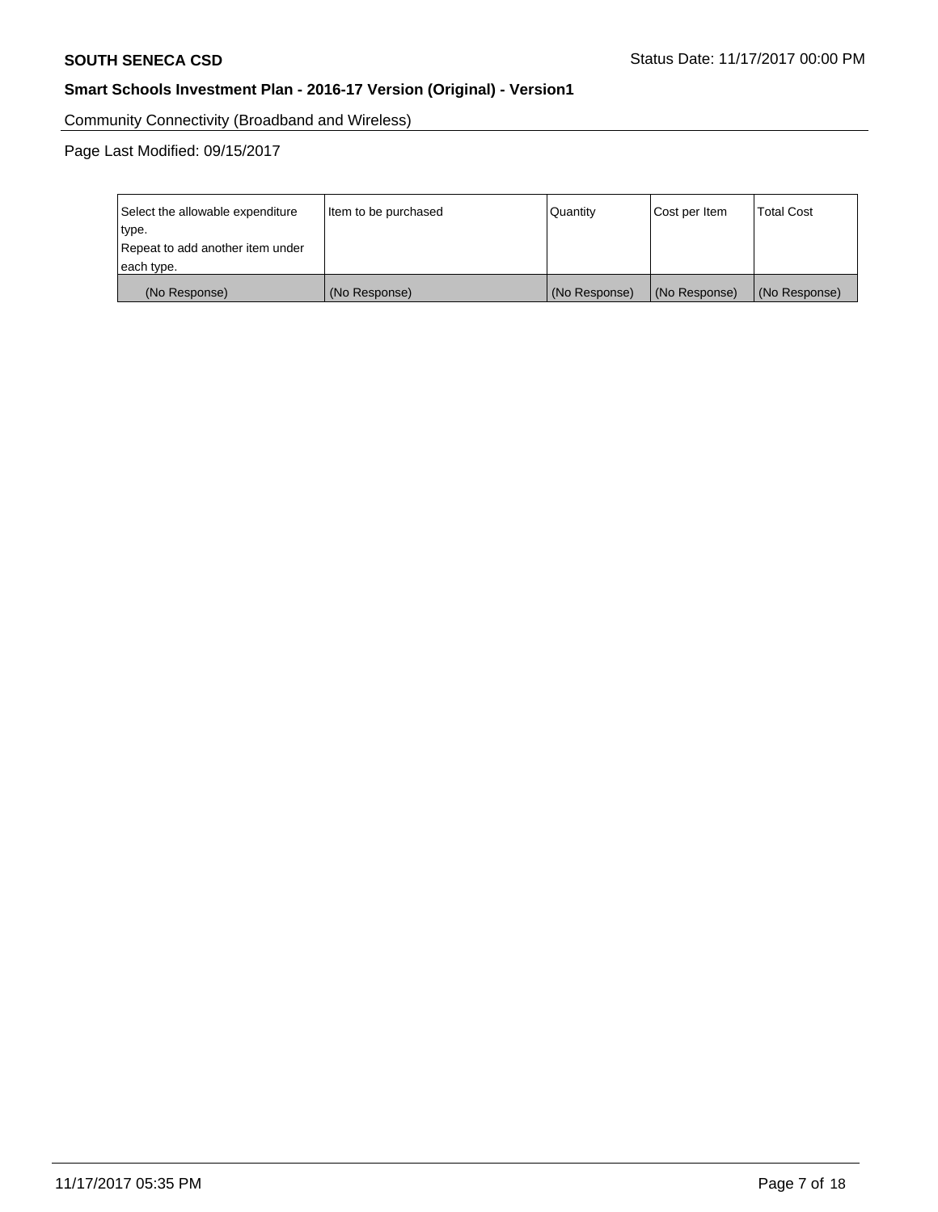Community Connectivity (Broadband and Wireless)

Page Last Modified: 09/15/2017

| Select the allowable expenditure type. Repeat to add another item under each type. | Item to be purchased | Quantity | Cost per Item | Total Cost |
|---|---|---|---|---|
| (No Response) | (No Response) | (No Response) | (No Response) | (No Response) |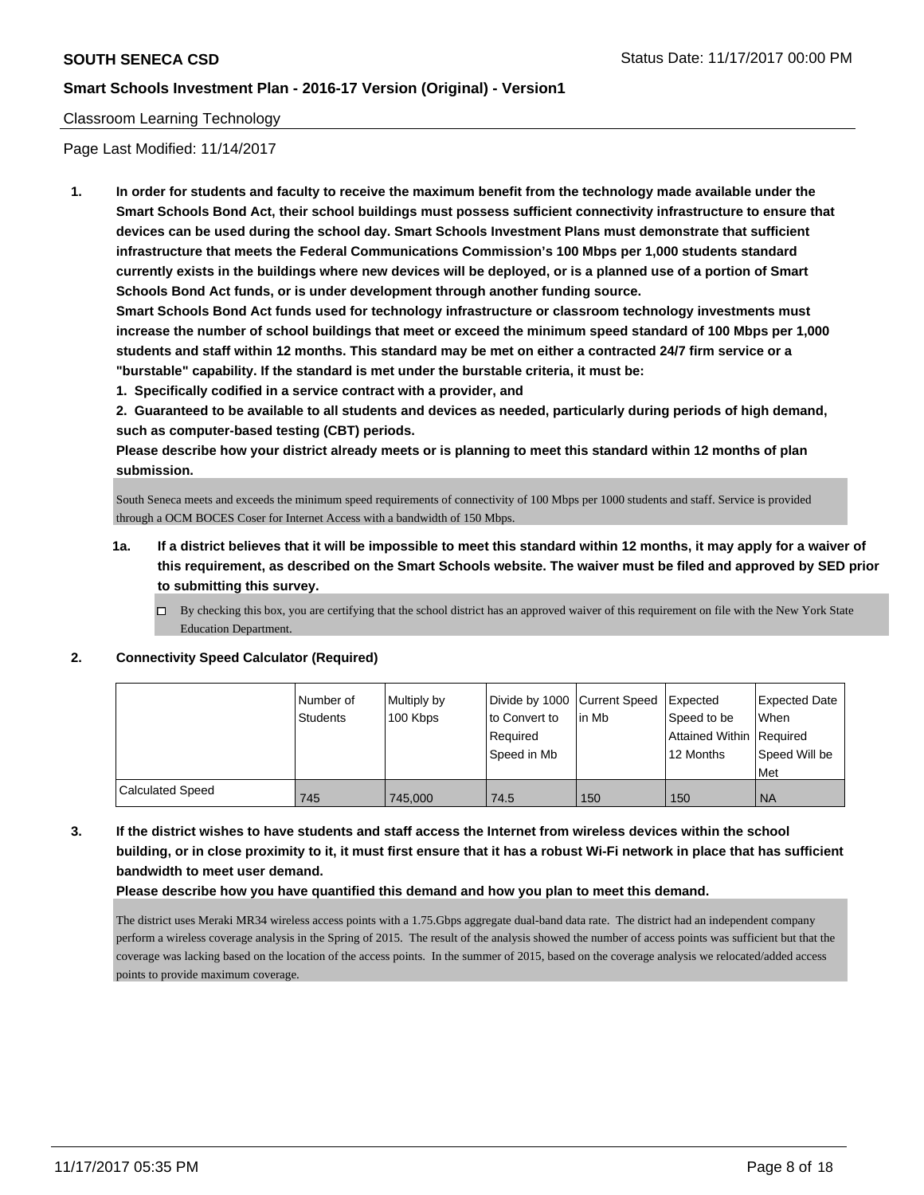Classroom Learning Technology

Page Last Modified: 11/14/2017

**1. In order for students and faculty to receive the maximum benefit from the technology made available under the Smart Schools Bond Act, their school buildings must possess sufficient connectivity infrastructure to ensure that devices can be used during the school day. Smart Schools Investment Plans must demonstrate that sufficient infrastructure that meets the Federal Communications Commission's 100 Mbps per 1,000 students standard currently exists in the buildings where new devices will be deployed, or is a planned use of a portion of Smart Schools Bond Act funds, or is under development through another funding source.**

**Smart Schools Bond Act funds used for technology infrastructure or classroom technology investments must increase the number of school buildings that meet or exceed the minimum speed standard of 100 Mbps per 1,000 students and staff within 12 months. This standard may be met on either a contracted 24/7 firm service or a "burstable" capability. If the standard is met under the burstable criteria, it must be:**

**1. Specifically codified in a service contract with a provider, and**

**2. Guaranteed to be available to all students and devices as needed, particularly during periods of high demand, such as computer-based testing (CBT) periods.**

**Please describe how your district already meets or is planning to meet this standard within 12 months of plan submission.**

South Seneca meets and exceeds the minimum speed requirements of connectivity of 100 Mbps per 1000 students and staff. Service is provided through a OCM BOCES Coser for Internet Access with a bandwidth of 150 Mbps.

**1a. If a district believes that it will be impossible to meet this standard within 12 months, it may apply for a waiver of this requirement, as described on the Smart Schools website. The waiver must be filed and approved by SED prior to submitting this survey.**

☐ By checking this box, you are certifying that the school district has an approved waiver of this requirement on file with the New York State Education Department.

**2. Connectivity Speed Calculator (Required)**

| | Number of Students | Multiply by 100 Kbps | Divide by 1000 to Convert to Required Speed in Mb | Current Speed in Mb | Expected Speed to be Attained Within 12 Months | Expected Date When Required Speed Will be Met |
|---|---|---|---|---|---|---|
| Calculated Speed | 745 | 745,000 | 74.5 | 150 | 150 | NA |

**3. If the district wishes to have students and staff access the Internet from wireless devices within the school building, or in close proximity to it, it must first ensure that it has a robust Wi-Fi network in place that has sufficient bandwidth to meet user demand.**

**Please describe how you have quantified this demand and how you plan to meet this demand.**

The district uses Meraki MR34 wireless access points with a 1.75.Gbps aggregate dual-band data rate. The district had an independent company perform a wireless coverage analysis in the Spring of 2015. The result of the analysis showed the number of access points was sufficient but that the coverage was lacking based on the location of the access points. In the summer of 2015, based on the coverage analysis we relocated/added access points to provide maximum coverage.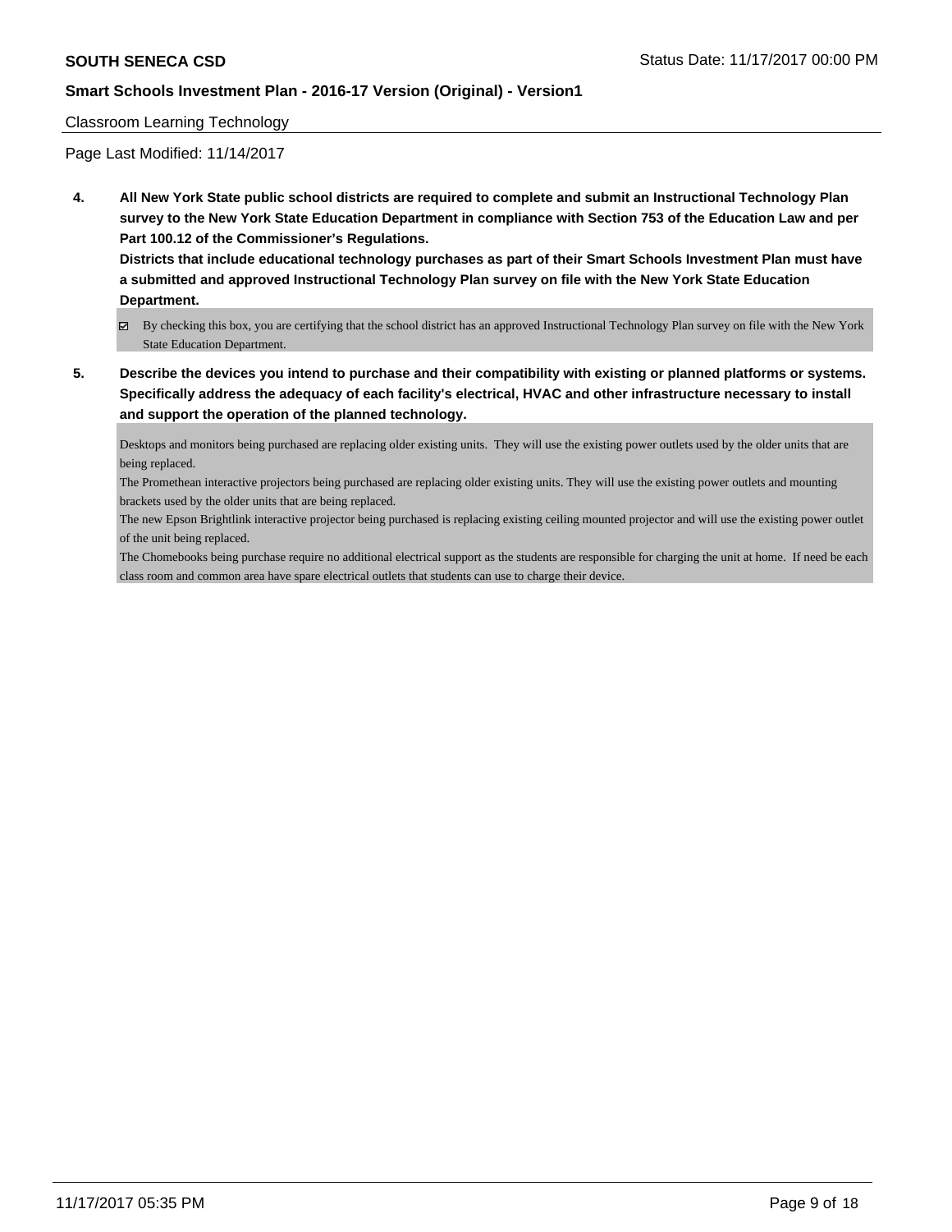Classroom Learning Technology

Page Last Modified: 11/14/2017

**4. All New York State public school districts are required to complete and submit an Instructional Technology Plan survey to the New York State Education Department in compliance with Section 753 of the Education Law and per Part 100.12 of the Commissioner's Regulations.**

**Districts that include educational technology purchases as part of their Smart Schools Investment Plan must have a submitted and approved Instructional Technology Plan survey on file with the New York State Education Department.**

☑ By checking this box, you are certifying that the school district has an approved Instructional Technology Plan survey on file with the New York State Education Department.

**5. Describe the devices you intend to purchase and their compatibility with existing or planned platforms or systems. Specifically address the adequacy of each facility's electrical, HVAC and other infrastructure necessary to install and support the operation of the planned technology.**

Desktops and monitors being purchased are replacing older existing units. They will use the existing power outlets used by the older units that are being replaced.
The Promethean interactive projectors being purchased are replacing older existing units. They will use the existing power outlets and mounting brackets used by the older units that are being replaced.
The new Epson Brightlink interactive projector being purchased is replacing existing ceiling mounted projector and will use the existing power outlet of the unit being replaced.
The Chomebooks being purchase require no additional electrical support as the students are responsible for charging the unit at home. If need be each class room and common area have spare electrical outlets that students can use to charge their device.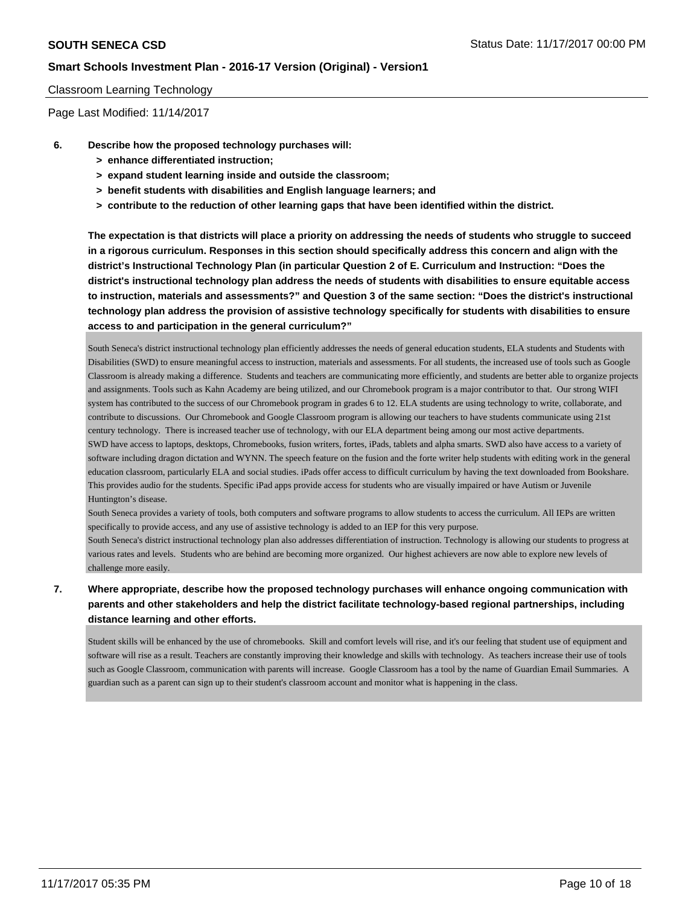Classroom Learning Technology

Page Last Modified: 11/14/2017

**6. Describe how the proposed technology purchases will:**

- **> enhance differentiated instruction;**
- **> expand student learning inside and outside the classroom;**
- **> benefit students with disabilities and English language learners; and**
- **> contribute to the reduction of other learning gaps that have been identified within the district.**

**The expectation is that districts will place a priority on addressing the needs of students who struggle to succeed in a rigorous curriculum. Responses in this section should specifically address this concern and align with the district's Instructional Technology Plan (in particular Question 2 of E. Curriculum and Instruction: "Does the district's instructional technology plan address the needs of students with disabilities to ensure equitable access to instruction, materials and assessments?" and Question 3 of the same section: "Does the district's instructional technology plan address the provision of assistive technology specifically for students with disabilities to ensure access to and participation in the general curriculum?"**

South Seneca's district instructional technology plan efficiently addresses the needs of general education students, ELA students and Students with Disabilities (SWD) to ensure meaningful access to instruction, materials and assessments. For all students, the increased use of tools such as Google Classroom is already making a difference. Students and teachers are communicating more efficiently, and students are better able to organize projects and assignments. Tools such as Kahn Academy are being utilized, and our Chromebook program is a major contributor to that. Our strong WIFI system has contributed to the success of our Chromebook program in grades 6 to 12. ELA students are using technology to write, collaborate, and contribute to discussions. Our Chromebook and Google Classroom program is allowing our teachers to have students communicate using 21st century technology. There is increased teacher use of technology, with our ELA department being among our most active departments.
SWD have access to laptops, desktops, Chromebooks, fusion writers, fortes, iPads, tablets and alpha smarts. SWD also have access to a variety of software including dragon dictation and WYNN. The speech feature on the fusion and the forte writer help students with editing work in the general education classroom, particularly ELA and social studies. iPads offer access to difficult curriculum by having the text downloaded from Bookshare. This provides audio for the students. Specific iPad apps provide access for students who are visually impaired or have Autism or Juvenile Huntington's disease.
South Seneca provides a variety of tools, both computers and software programs to allow students to access the curriculum. All IEPs are written specifically to provide access, and any use of assistive technology is added to an IEP for this very purpose.
South Seneca's district instructional technology plan also addresses differentiation of instruction. Technology is allowing our students to progress at various rates and levels. Students who are behind are becoming more organized. Our highest achievers are now able to explore new levels of challenge more easily.

**7. Where appropriate, describe how the proposed technology purchases will enhance ongoing communication with parents and other stakeholders and help the district facilitate technology-based regional partnerships, including distance learning and other efforts.**

Student skills will be enhanced by the use of chromebooks. Skill and comfort levels will rise, and it's our feeling that student use of equipment and software will rise as a result. Teachers are constantly improving their knowledge and skills with technology. As teachers increase their use of tools such as Google Classroom, communication with parents will increase. Google Classroom has a tool by the name of Guardian Email Summaries. A guardian such as a parent can sign up to their student's classroom account and monitor what is happening in the class.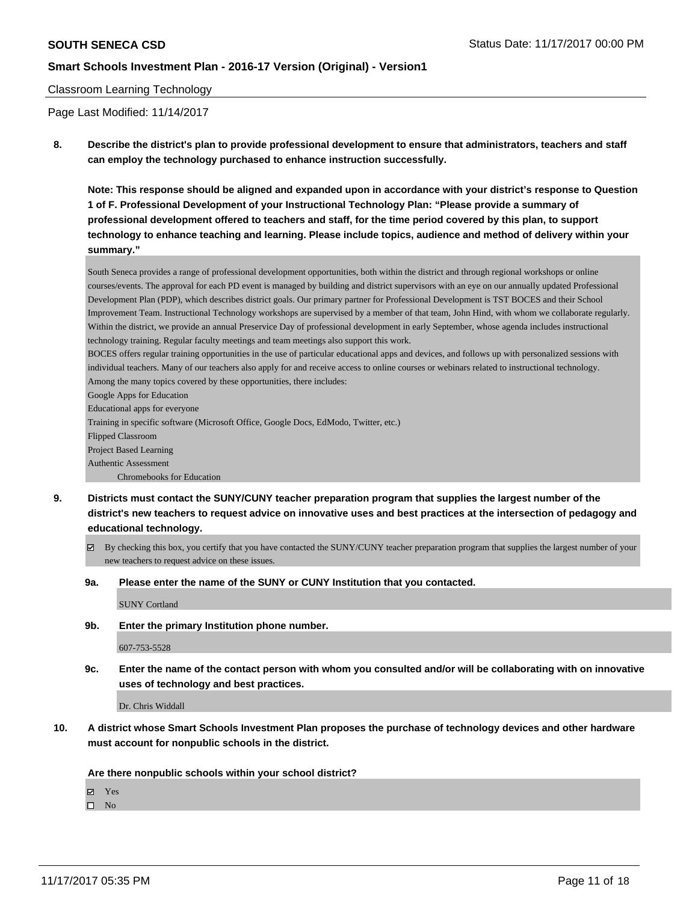Classroom Learning Technology

Page Last Modified: 11/14/2017

**8. Describe the district's plan to provide professional development to ensure that administrators, teachers and staff can employ the technology purchased to enhance instruction successfully.**

**Note: This response should be aligned and expanded upon in accordance with your district's response to Question 1 of F. Professional Development of your Instructional Technology Plan: "Please provide a summary of professional development offered to teachers and staff, for the time period covered by this plan, to support technology to enhance teaching and learning. Please include topics, audience and method of delivery within your summary."**

South Seneca provides a range of professional development opportunities, both within the district and through regional workshops or online courses/events. The approval for each PD event is managed by building and district supervisors with an eye on our annually updated Professional Development Plan (PDP), which describes district goals. Our primary partner for Professional Development is TST BOCES and their School Improvement Team. Instructional Technology workshops are supervised by a member of that team, John Hind, with whom we collaborate regularly. Within the district, we provide an annual Preservice Day of professional development in early September, whose agenda includes instructional technology training. Regular faculty meetings and team meetings also support this work.
BOCES offers regular training opportunities in the use of particular educational apps and devices, and follows up with personalized sessions with individual teachers. Many of our teachers also apply for and receive access to online courses or webinars related to instructional technology.
Among the many topics covered by these opportunities, there includes:
Google Apps for Education
Educational apps for everyone
Training in specific software (Microsoft Office, Google Docs, EdModo, Twitter, etc.)
Flipped Classroom
Project Based Learning
Authentic Assessment
Chromebooks for Education

**9. Districts must contact the SUNY/CUNY teacher preparation program that supplies the largest number of the district's new teachers to request advice on innovative uses and best practices at the intersection of pedagogy and educational technology.**

☑ By checking this box, you certify that you have contacted the SUNY/CUNY teacher preparation program that supplies the largest number of your new teachers to request advice on these issues.

**9a. Please enter the name of the SUNY or CUNY Institution that you contacted.**

SUNY Cortland

**9b. Enter the primary Institution phone number.**

607-753-5528

**9c. Enter the name of the contact person with whom you consulted and/or will be collaborating with on innovative uses of technology and best practices.**

Dr. Chris Widdall

**10. A district whose Smart Schools Investment Plan proposes the purchase of technology devices and other hardware must account for nonpublic schools in the district.**

**Are there nonpublic schools within your school district?**

☑ Yes
☐ No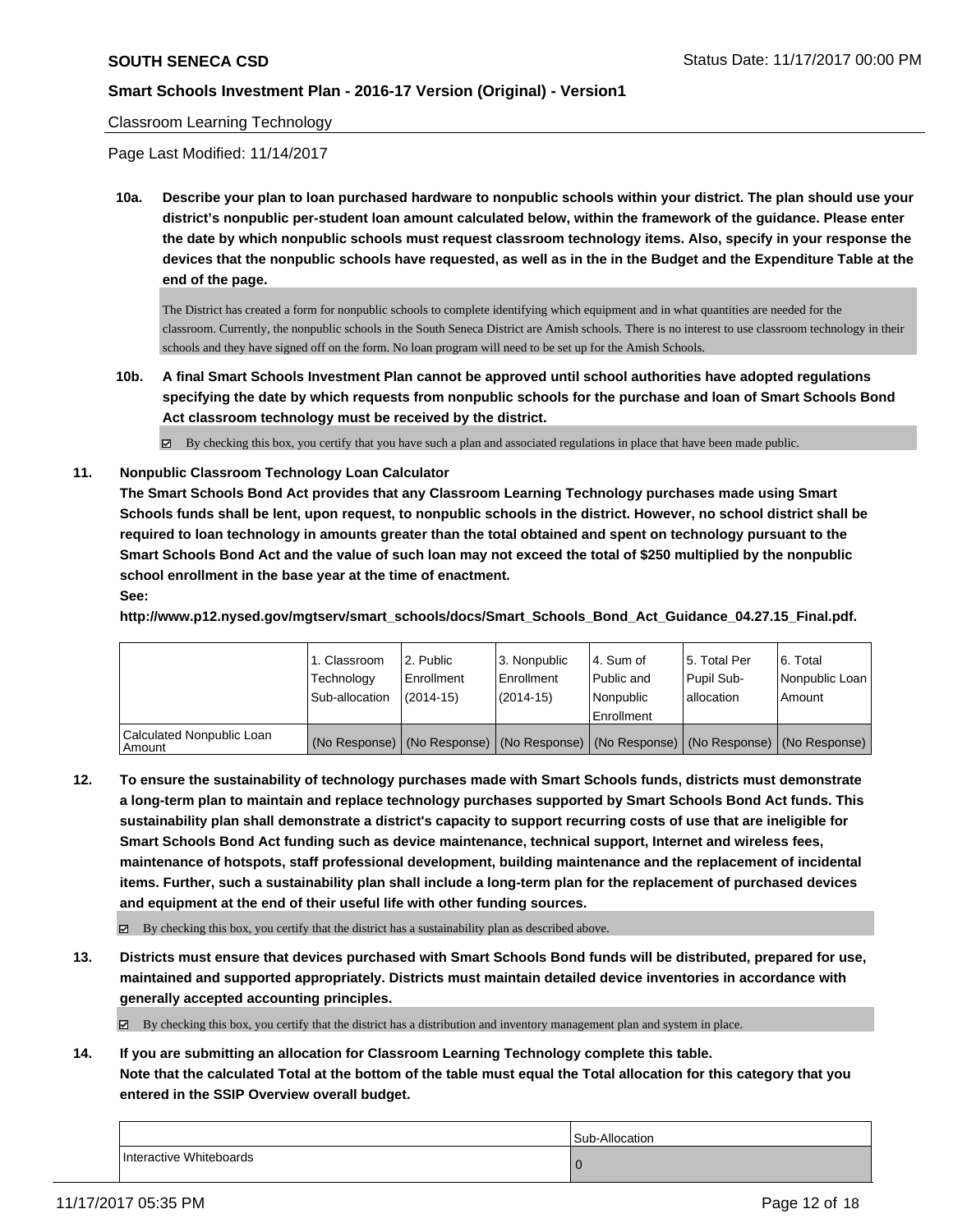Classroom Learning Technology

Page Last Modified: 11/14/2017

**10a. Describe your plan to loan purchased hardware to nonpublic schools within your district. The plan should use your district's nonpublic per-student loan amount calculated below, within the framework of the guidance. Please enter the date by which nonpublic schools must request classroom technology items. Also, specify in your response the devices that the nonpublic schools have requested, as well as in the in the Budget and the Expenditure Table at the end of the page.**

The District has created a form for nonpublic schools to complete identifying which equipment and in what quantities are needed for the classroom. Currently, the nonpublic schools in the South Seneca District are Amish schools. There is no interest to use classroom technology in their schools and they have signed off on the form. No loan program will need to be set up for the Amish Schools.

**10b. A final Smart Schools Investment Plan cannot be approved until school authorities have adopted regulations specifying the date by which requests from nonpublic schools for the purchase and loan of Smart Schools Bond Act classroom technology must be received by the district.**

☑ By checking this box, you certify that you have such a plan and associated regulations in place that have been made public.

**11. Nonpublic Classroom Technology Loan Calculator**

**The Smart Schools Bond Act provides that any Classroom Learning Technology purchases made using Smart Schools funds shall be lent, upon request, to nonpublic schools in the district. However, no school district shall be required to loan technology in amounts greater than the total obtained and spent on technology pursuant to the Smart Schools Bond Act and the value of such loan may not exceed the total of $250 multiplied by the nonpublic school enrollment in the base year at the time of enactment.**

**See:**

**http://www.p12.nysed.gov/mgtserv/smart_schools/docs/Smart_Schools_Bond_Act_Guidance_04.27.15_Final.pdf.**

| | 1. Classroom Technology Sub-allocation | 2. Public Enrollment (2014-15) | 3. Nonpublic Enrollment (2014-15) | 4. Sum of Public and Nonpublic Enrollment | 5. Total Per Pupil Sub-allocation | 6. Total Nonpublic Loan Amount |
|---|---|---|---|---|---|---|
| Calculated Nonpublic Loan Amount | (No Response) | (No Response) | (No Response) | (No Response) | (No Response) | (No Response) |

**12. To ensure the sustainability of technology purchases made with Smart Schools funds, districts must demonstrate a long-term plan to maintain and replace technology purchases supported by Smart Schools Bond Act funds. This sustainability plan shall demonstrate a district's capacity to support recurring costs of use that are ineligible for Smart Schools Bond Act funding such as device maintenance, technical support, Internet and wireless fees, maintenance of hotspots, staff professional development, building maintenance and the replacement of incidental items. Further, such a sustainability plan shall include a long-term plan for the replacement of purchased devices and equipment at the end of their useful life with other funding sources.**

☑ By checking this box, you certify that the district has a sustainability plan as described above.

**13. Districts must ensure that devices purchased with Smart Schools Bond funds will be distributed, prepared for use, maintained and supported appropriately. Districts must maintain detailed device inventories in accordance with generally accepted accounting principles.**

☑ By checking this box, you certify that the district has a distribution and inventory management plan and system in place.

**14. If you are submitting an allocation for Classroom Learning Technology complete this table. Note that the calculated Total at the bottom of the table must equal the Total allocation for this category that you entered in the SSIP Overview overall budget.**

| | Sub-Allocation |
|---|---|
| Interactive Whiteboards | 0 |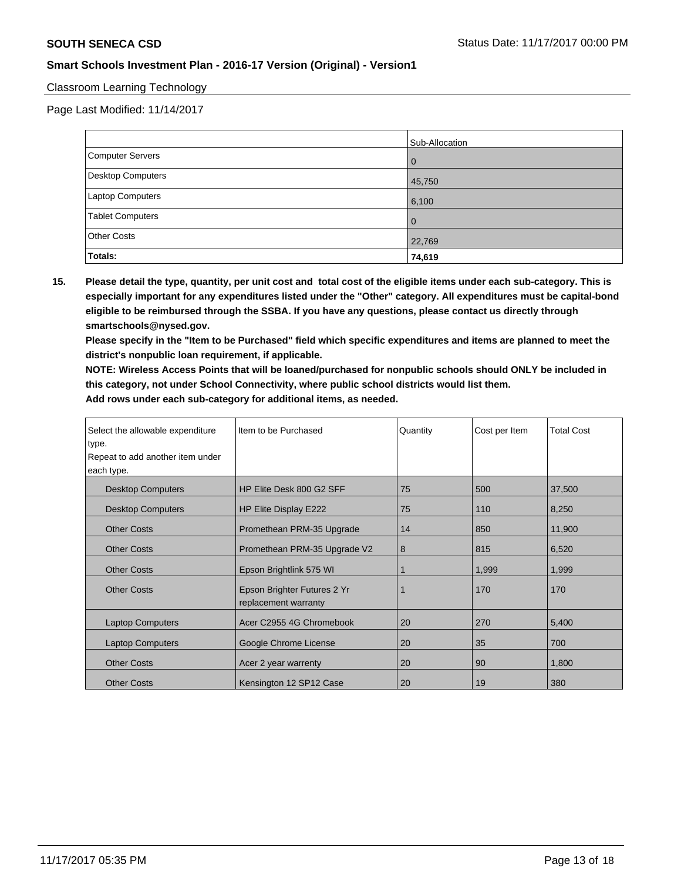Classroom Learning Technology

Page Last Modified: 11/14/2017

| | Sub-Allocation |
|---|---|
| Computer Servers | 0 |
| Desktop Computers | 45,750 |
| Laptop Computers | 6,100 |
| Tablet Computers | 0 |
| Other Costs | 22,769 |
| **Totals:** | **74,619** |

**15. Please detail the type, quantity, per unit cost and total cost of the eligible items under each sub-category. This is especially important for any expenditures listed under the "Other" category. All expenditures must be capital-bond eligible to be reimbursed through the SSBA. If you have any questions, please contact us directly through smartschools@nysed.gov.**

**Please specify in the "Item to be Purchased" field which specific expenditures and items are planned to meet the district's nonpublic loan requirement, if applicable.**

**NOTE: Wireless Access Points that will be loaned/purchased for nonpublic schools should ONLY be included in this category, not under School Connectivity, where public school districts would list them.**

**Add rows under each sub-category for additional items, as needed.**

| Select the allowable expenditure type. Repeat to add another item under each type. | Item to be Purchased | Quantity | Cost per Item | Total Cost |
|---|---|---|---|---|
| Desktop Computers | HP Elite Desk 800 G2 SFF | 75 | 500 | 37,500 |
| Desktop Computers | HP Elite Display E222 | 75 | 110 | 8,250 |
| Other Costs | Promethean PRM-35 Upgrade | 14 | 850 | 11,900 |
| Other Costs | Promethean PRM-35 Upgrade V2 | 8 | 815 | 6,520 |
| Other Costs | Epson Brightlink 575 WI | 1 | 1,999 | 1,999 |
| Other Costs | Epson Brighter Futures 2 Yr replacement warranty | 1 | 170 | 170 |
| Laptop Computers | Acer C2955 4G Chromebook | 20 | 270 | 5,400 |
| Laptop Computers | Google Chrome License | 20 | 35 | 700 |
| Other Costs | Acer 2 year warrenty | 20 | 90 | 1,800 |
| Other Costs | Kensington 12 SP12 Case | 20 | 19 | 380 |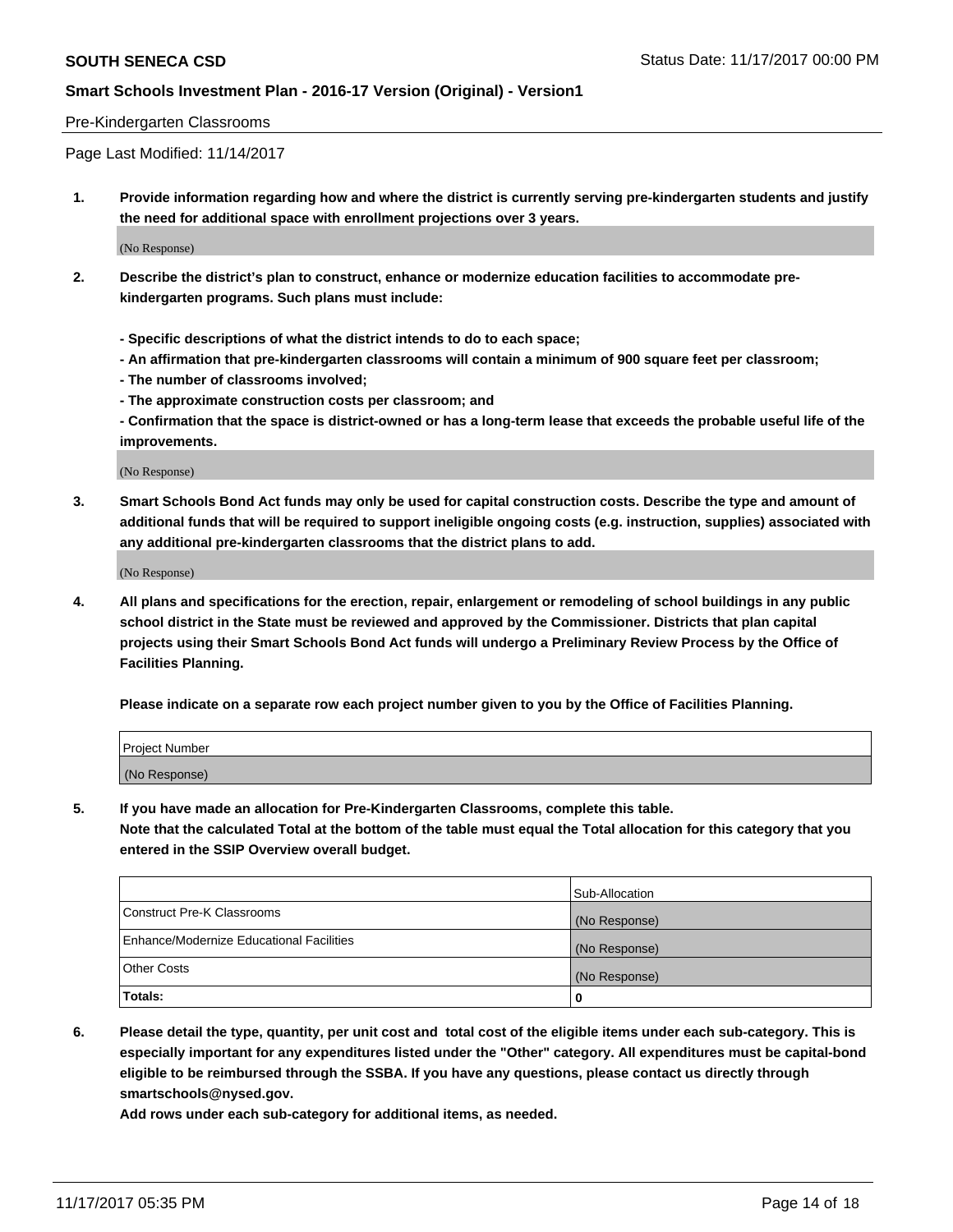Pre-Kindergarten Classrooms

Page Last Modified: 11/14/2017

**1. Provide information regarding how and where the district is currently serving pre-kindergarten students and justify the need for additional space with enrollment projections over 3 years.**

(No Response)

**2. Describe the district's plan to construct, enhance or modernize education facilities to accommodate pre-kindergarten programs. Such plans must include:**

**- Specific descriptions of what the district intends to do to each space;**
**- An affirmation that pre-kindergarten classrooms will contain a minimum of 900 square feet per classroom;**
**- The number of classrooms involved;**
**- The approximate construction costs per classroom; and**
**- Confirmation that the space is district-owned or has a long-term lease that exceeds the probable useful life of the improvements.**

(No Response)

**3. Smart Schools Bond Act funds may only be used for capital construction costs. Describe the type and amount of additional funds that will be required to support ineligible ongoing costs (e.g. instruction, supplies) associated with any additional pre-kindergarten classrooms that the district plans to add.**

(No Response)

**4. All plans and specifications for the erection, repair, enlargement or remodeling of school buildings in any public school district in the State must be reviewed and approved by the Commissioner. Districts that plan capital projects using their Smart Schools Bond Act funds will undergo a Preliminary Review Process by the Office of Facilities Planning.**

**Please indicate on a separate row each project number given to you by the Office of Facilities Planning.**

| Project Number |
| --- |
| (No Response) |

**5. If you have made an allocation for Pre-Kindergarten Classrooms, complete this table.**
**Note that the calculated Total at the bottom of the table must equal the Total allocation for this category that you entered in the SSIP Overview overall budget.**

| | Sub-Allocation |
| --- | --- |
| Construct Pre-K Classrooms | (No Response) |
| Enhance/Modernize Educational Facilities | (No Response) |
| Other Costs | (No Response) |
| **Totals:** | **0** |

**6. Please detail the type, quantity, per unit cost and total cost of the eligible items under each sub-category. This is especially important for any expenditures listed under the "Other" category. All expenditures must be capital-bond eligible to be reimbursed through the SSBA. If you have any questions, please contact us directly through smartschools@nysed.gov.**

**Add rows under each sub-category for additional items, as needed.**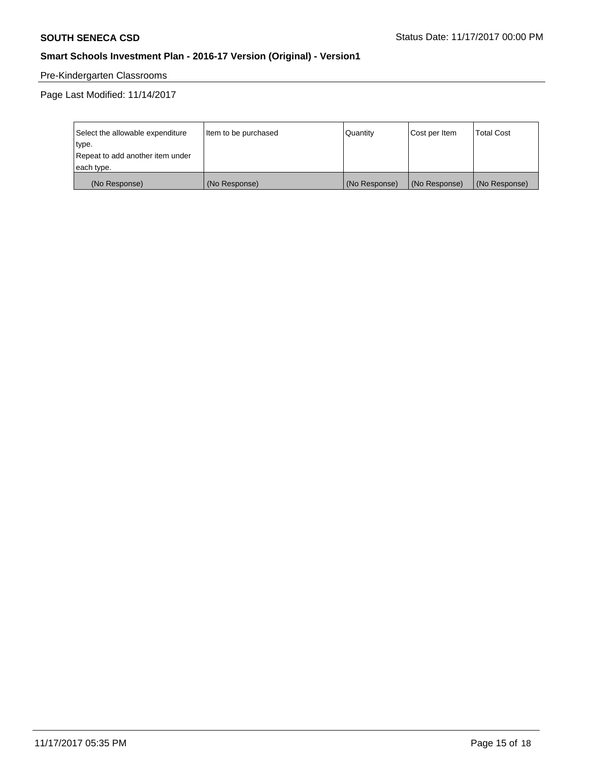Pre-Kindergarten Classrooms

Page Last Modified: 11/14/2017

| Select the allowable expenditure type.<br>Repeat to add another item under each type. | Item to be purchased | Quantity | Cost per Item | Total Cost |
|---|---|---|---|---|
| (No Response) | (No Response) | (No Response) | (No Response) | (No Response) |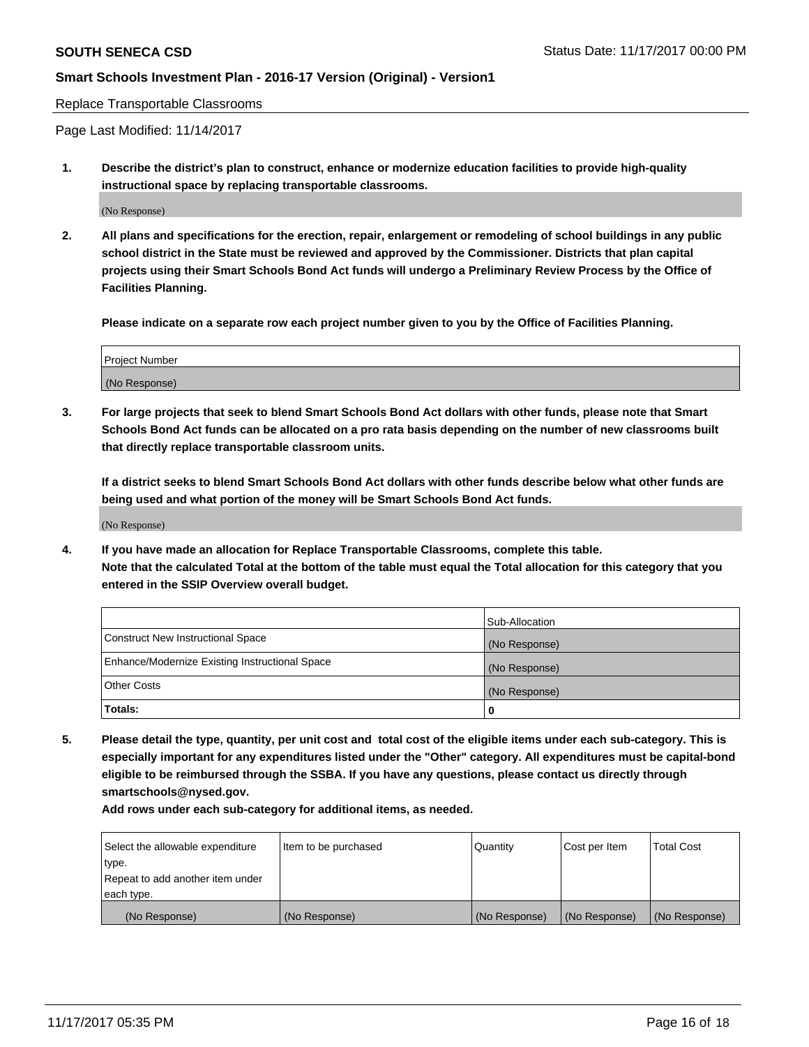Replace Transportable Classrooms

Page Last Modified: 11/14/2017

**1. Describe the district's plan to construct, enhance or modernize education facilities to provide high-quality instructional space by replacing transportable classrooms.**

(No Response)

**2. All plans and specifications for the erection, repair, enlargement or remodeling of school buildings in any public school district in the State must be reviewed and approved by the Commissioner. Districts that plan capital projects using their Smart Schools Bond Act funds will undergo a Preliminary Review Process by the Office of Facilities Planning.**

**Please indicate on a separate row each project number given to you by the Office of Facilities Planning.**

| Project Number |
|---|
| (No Response) |

**3. For large projects that seek to blend Smart Schools Bond Act dollars with other funds, please note that Smart Schools Bond Act funds can be allocated on a pro rata basis depending on the number of new classrooms built that directly replace transportable classroom units.**

**If a district seeks to blend Smart Schools Bond Act dollars with other funds describe below what other funds are being used and what portion of the money will be Smart Schools Bond Act funds.**

(No Response)

**4. If you have made an allocation for Replace Transportable Classrooms, complete this table. Note that the calculated Total at the bottom of the table must equal the Total allocation for this category that you entered in the SSIP Overview overall budget.**

| | Sub-Allocation |
|---|---|
| Construct New Instructional Space | (No Response) |
| Enhance/Modernize Existing Instructional Space | (No Response) |
| Other Costs | (No Response) |
| **Totals:** | **0** |

**5. Please detail the type, quantity, per unit cost and total cost of the eligible items under each sub-category. This is especially important for any expenditures listed under the "Other" category. All expenditures must be capital-bond eligible to be reimbursed through the SSBA. If you have any questions, please contact us directly through smartschools@nysed.gov.**

**Add rows under each sub-category for additional items, as needed.**

| Select the allowable expenditure type. Repeat to add another item under each type. | Item to be purchased | Quantity | Cost per Item | Total Cost |
|---|---|---|---|---|
| (No Response) | (No Response) | (No Response) | (No Response) | (No Response) |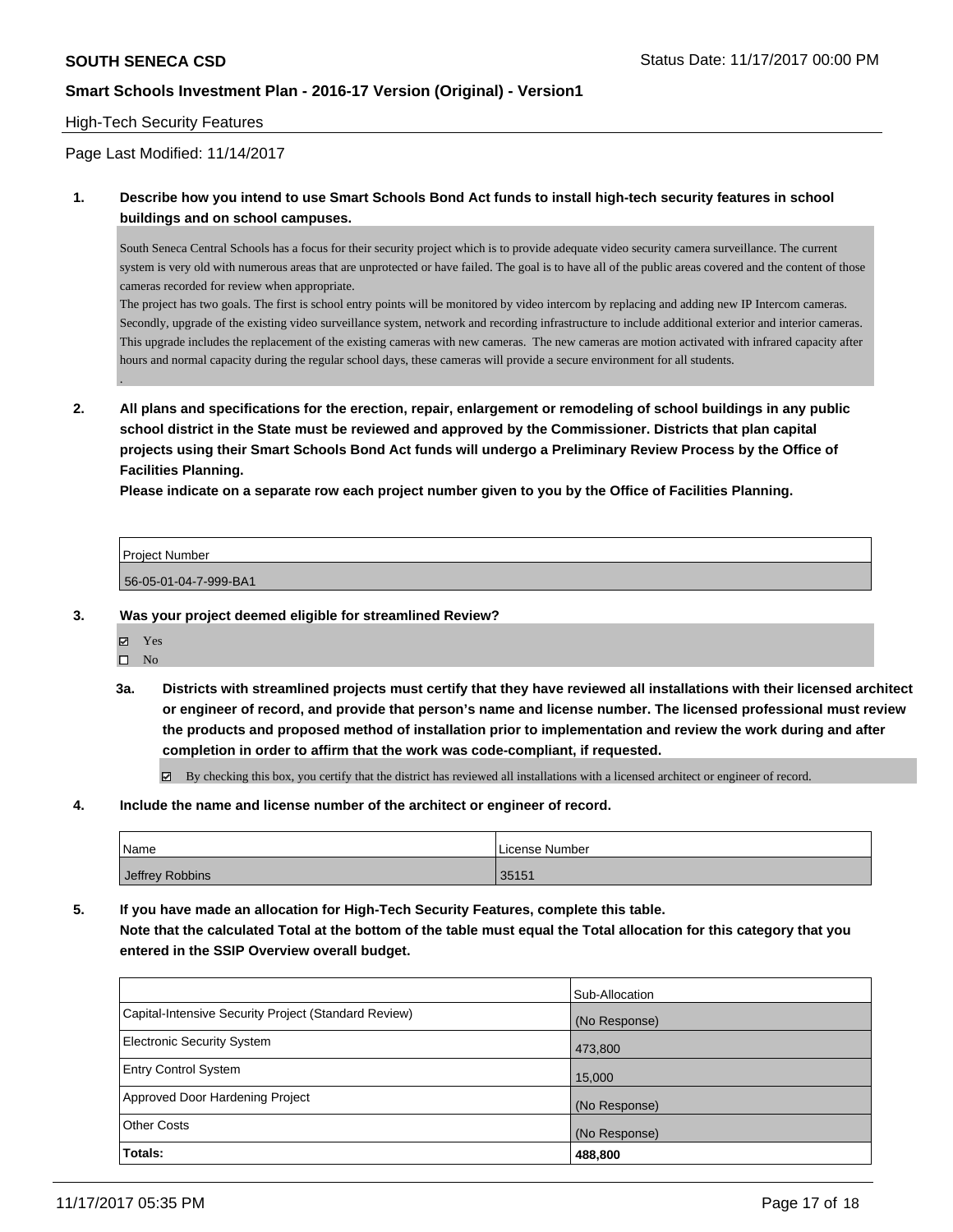High-Tech Security Features

Page Last Modified: 11/14/2017

**1. Describe how you intend to use Smart Schools Bond Act funds to install high-tech security features in school buildings and on school campuses.**

South Seneca Central Schools has a focus for their security project which is to provide adequate video security camera surveillance. The current system is very old with numerous areas that are unprotected or have failed. The goal is to have all of the public areas covered and the content of those cameras recorded for review when appropriate.
The project has two goals. The first is school entry points will be monitored by video intercom by replacing and adding new IP Intercom cameras. Secondly, upgrade of the existing video surveillance system, network and recording infrastructure to include additional exterior and interior cameras. This upgrade includes the replacement of the existing cameras with new cameras. The new cameras are motion activated with infrared capacity after hours and normal capacity during the regular school days, these cameras will provide a secure environment for all students.
.

**2. All plans and specifications for the erection, repair, enlargement or remodeling of school buildings in any public school district in the State must be reviewed and approved by the Commissioner. Districts that plan capital projects using their Smart Schools Bond Act funds will undergo a Preliminary Review Process by the Office of Facilities Planning.**
**Please indicate on a separate row each project number given to you by the Office of Facilities Planning.**

| Project Number |
| --- |
| 56-05-01-04-7-999-BA1 |

**3. Was your project deemed eligible for streamlined Review?**

- [x] Yes
- [ ] No

**3a. Districts with streamlined projects must certify that they have reviewed all installations with their licensed architect or engineer of record, and provide that person's name and license number. The licensed professional must review the products and proposed method of installation prior to implementation and review the work during and after completion in order to affirm that the work was code-compliant, if requested.**

- [x] By checking this box, you certify that the district has reviewed all installations with a licensed architect or engineer of record.

**4. Include the name and license number of the architect or engineer of record.**

| Name | License Number |
| --- | --- |
| Jeffrey Robbins | 35151 |

**5. If you have made an allocation for High-Tech Security Features, complete this table.**
**Note that the calculated Total at the bottom of the table must equal the Total allocation for this category that you entered in the SSIP Overview overall budget.**

| | Sub-Allocation |
| --- | --- |
| Capital-Intensive Security Project (Standard Review) | (No Response) |
| Electronic Security System | 473,800 |
| Entry Control System | 15,000 |
| Approved Door Hardening Project | (No Response) |
| Other Costs | (No Response) |
| **Totals:** | **488,800** |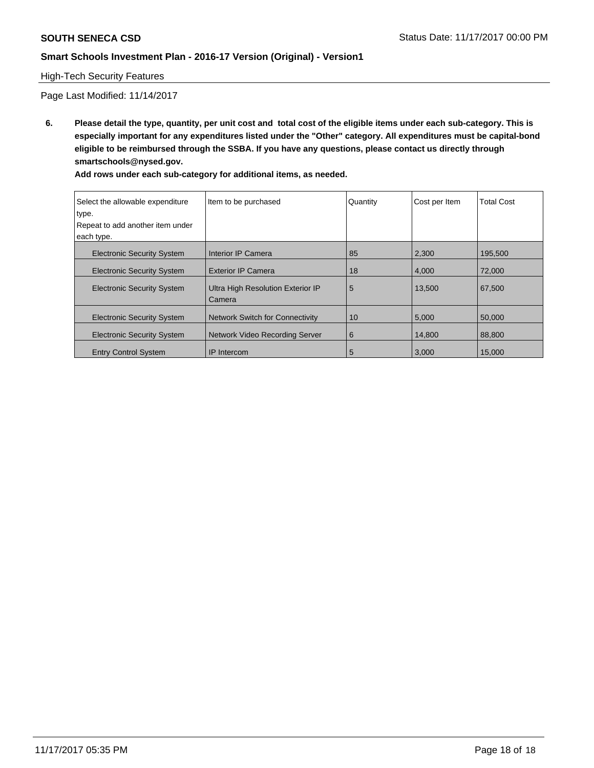High-Tech Security Features

Page Last Modified: 11/14/2017

**6. Please detail the type, quantity, per unit cost and total cost of the eligible items under each sub-category. This is especially important for any expenditures listed under the "Other" category. All expenditures must be capital-bond eligible to be reimbursed through the SSBA. If you have any questions, please contact us directly through smartschools@nysed.gov.**

**Add rows under each sub-category for additional items, as needed.**

| Select the allowable expenditure type. Repeat to add another item under each type. | Item to be purchased | Quantity | Cost per Item | Total Cost |
|---|---|---|---|---|
| Electronic Security System | Interior IP Camera | 85 | 2,300 | 195,500 |
| Electronic Security System | Exterior IP Camera | 18 | 4,000 | 72,000 |
| Electronic Security System | Ultra High Resolution Exterior IP Camera | 5 | 13,500 | 67,500 |
| Electronic Security System | Network Switch for Connectivity | 10 | 5,000 | 50,000 |
| Electronic Security System | Network Video Recording Server | 6 | 14,800 | 88,800 |
| Entry Control System | IP Intercom | 5 | 3,000 | 15,000 |